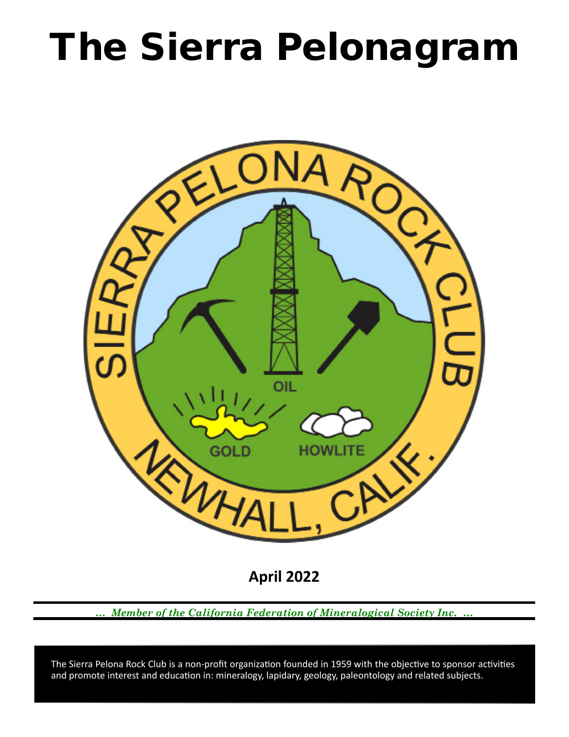# The Sierra Pelonagram

**April 2022**

*... Member of the California Federation of Mineralogical Society Inc. ...*

The Sierra Pelona Rock Club is a non-profit organization founded in 1959 with the objective to sponsor activities and promote interest and education in: mineralogy, lapidary, geology, paleontology and related subjects.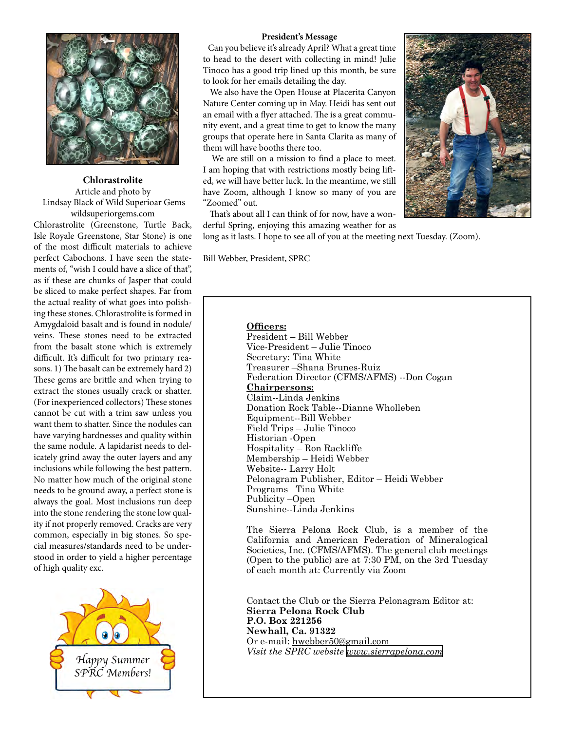## Chlorastrolite

Article and photo by
Lindsay Black of Wild Superioar Gems
wildsuperiorgems.com

Chlorastrolite (Greenstone, Turtle Back, Isle Royale Greenstone, Star Stone) is one of the most difficult materials to achieve perfect Cabochons. I have seen the statements of, "wish I could have a slice of that", as if these are chunks of Jasper that could be sliced to make perfect shapes. Far from the actual reality of what goes into polishing these stones. Chlorastrolite is formed in Amygdaloid basalt and is found in nodule/veins. These stones need to be extracted from the basalt stone which is extremely difficult. It's difficult for two primary reasons. 1) The basalt can be extremely hard 2) These gems are brittle and when trying to extract the stones usually crack or shatter. (For inexperienced collectors) These stones cannot be cut with a trim saw unless you want them to shatter. Since the nodules can have varying hardnesses and quality within the same nodule. A lapidarist needs to delicately grind away the outer layers and any inclusions while following the best pattern. No matter how much of the original stone needs to be ground away, a perfect stone is always the goal. Most inclusions run deep into the stone rendering the stone low quality if not properly removed. Cracks are very common, especially in big stones. So special measures/standards need to be understood in order to yield a higher percentage of high quality exc.

Happy Summer SPRC Members!

## President's Message

Can you believe it's already April? What a great time to head to the desert with collecting in mind! Julie Tinoco has a good trip lined up this month, be sure to look for her emails detailing the day.

We also have the Open House at Placerita Canyon Nature Center coming up in May. Heidi has sent out an email with a flyer attached. The is a great community event, and a great time to get to know the many groups that operate here in Santa Clarita as many of them will have booths there too.

We are still on a mission to find a place to meet. I am hoping that with restrictions mostly being lifted, we will have better luck. In the meantime, we still have Zoom, although I know so many of you are "Zoomed" out.

That's about all I can think of for now, have a wonderful Spring, enjoying this amazing weather for as long as it lasts. I hope to see all of you at the meeting next Tuesday. (Zoom).

Bill Webber, President, SPRC

**Officers:**
President – Bill Webber
Vice-President – Julie Tinoco
Secretary: Tina White
Treasurer –Shana Brunes-Ruiz
Federation Director (CFMS/AFMS) --Don Cogan

**Chairpersons:**
Claim--Linda Jenkins
Donation Rock Table--Dianne Wholleben
Equipment--Bill Webber
Field Trips – Julie Tinoco
Historian -Open
Hospitality – Ron Rackliffe
Membership – Heidi Webber
Website-- Larry Holt
Pelonagram Publisher, Editor – Heidi Webber
Programs –Tina White
Publicity –Open
Sunshine--Linda Jenkins

The Sierra Pelona Rock Club, is a member of the California and American Federation of Mineralogical Societies, Inc. (CFMS/AFMS). The general club meetings (Open to the public) are at 7:30 PM, on the 3rd Tuesday of each month at: Currently via Zoom

Contact the Club or the Sierra Pelonagram Editor at:
**Sierra Pelona Rock Club**
**P.O. Box 221256**
**Newhall, Ca. 91322**
Or e-mail: hwebber50@gmail.com
*Visit the SPRC website www.sierrapelona.com*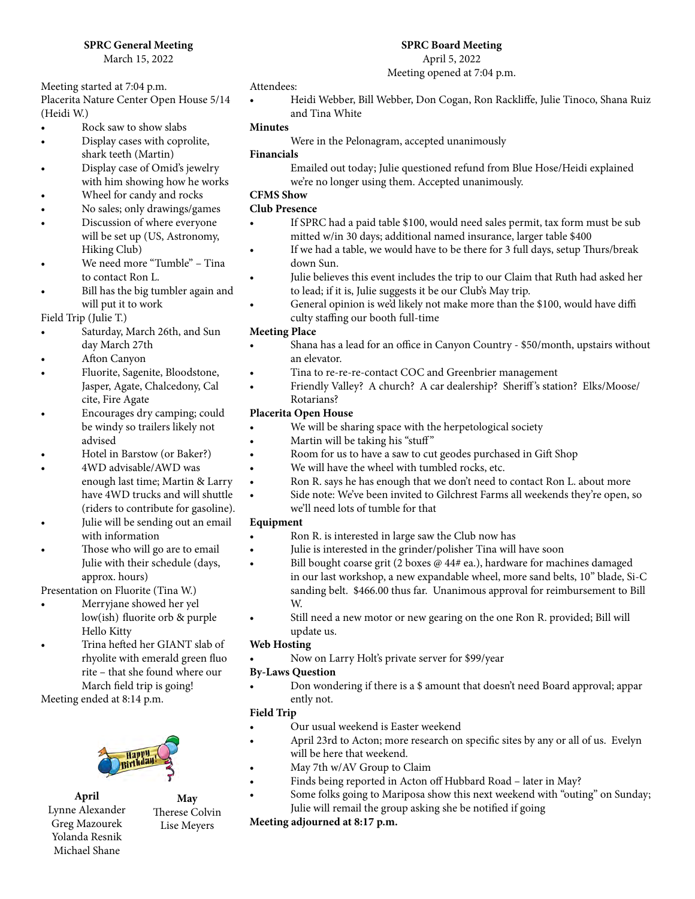## SPRC General Meeting

March 15, 2022

Meeting started at 7:04 p.m.

Placerita Nature Center Open House 5/14 (Heidi W.)

- Rock saw to show slabs
- Display cases with coprolite, shark teeth (Martin)
- Display case of Omid's jewelry with him showing how he works
- Wheel for candy and rocks
- No sales; only drawings/games
- Discussion of where everyone will be set up (US, Astronomy, Hiking Club)
- We need more "Tumble" – Tina to contact Ron L.
- Bill has the big tumbler again and will put it to work

Field Trip (Julie T.)

- Saturday, March 26th, and Sunday March 27th
- Afton Canyon
- Fluorite, Sagenite, Bloodstone, Jasper, Agate, Chalcedony, Calcite, Fire Agate
- Encourages dry camping; could be windy so trailers likely not advised
- Hotel in Barstow (or Baker?)
- 4WD advisable/AWD was enough last time; Martin & Larry have 4WD trucks and will shuttle (riders to contribute for gasoline).
- Julie will be sending out an email with information
- Those who will go are to email Julie with their schedule (days, approx. hours)

Presentation on Fluorite (Tina W.)

- Merryjane showed her yellow(ish) fluorite orb & purple Hello Kitty
- Trina hefted her GIANT slab of rhyolite with emerald green fluorite – that she found where our March field trip is going!

Meeting ended at 8:14 p.m.

**April**
Lynne Alexander
Greg Mazourek
Yolanda Resnik
Michael Shane

**May**
Therese Colvin
Lise Meyers

## SPRC Board Meeting

April 5, 2022

Meeting opened at 7:04 p.m.

Attendees:

- Heidi Webber, Bill Webber, Don Cogan, Ron Rackliffe, Julie Tinoco, Shana Ruiz and Tina White

**Minutes**

Were in the Pelonagram, accepted unanimously

**Financials**

Emailed out today; Julie questioned refund from Blue Hose/Heidi explained we're no longer using them. Accepted unanimously.

**CFMS Show**

**Club Presence**

- If SPRC had a paid table $100, would need sales permit, tax form must be submitted w/in 30 days; additional named insurance, larger table $400
- If we had a table, we would have to be there for 3 full days, setup Thurs/break down Sun.
- Julie believes this event includes the trip to our Claim that Ruth had asked her to lead; if it is, Julie suggests it be our Club's May trip.
- General opinion is we'd likely not make more than the $100, would have difficulty staffing our booth full-time

**Meeting Place**

- Shana has a lead for an office in Canyon Country - $50/month, upstairs without an elevator.
- Tina to re-re-re-contact COC and Greenbrier management
- Friendly Valley? A church? A car dealership? Sheriff's station? Elks/Moose/Rotarians?

**Placerita Open House**

- We will be sharing space with the herpetological society
- Martin will be taking his "stuff"
- Room for us to have a saw to cut geodes purchased in Gift Shop
- We will have the wheel with tumbled rocks, etc.
- Ron R. says he has enough that we don't need to contact Ron L. about more
- Side note: We've been invited to Gilchrest Farms all weekends they're open, so we'll need lots of tumble for that

**Equipment**

- Ron R. is interested in large saw the Club now has
- Julie is interested in the grinder/polisher Tina will have soon
- Bill bought coarse grit (2 boxes @ 44# ea.), hardware for machines damaged in our last workshop, a new expandable wheel, more sand belts, 10" blade, Si-C sanding belt. $466.00 thus far. Unanimous approval for reimbursement to Bill W.
- Still need a new motor or new gearing on the one Ron R. provided; Bill will update us.

**Web Hosting**

- Now on Larry Holt's private server for $99/year

**By-Laws Question**

- Don wondering if there is a $ amount that doesn't need Board approval; apparently not.

**Field Trip**

- Our usual weekend is Easter weekend
- April 23rd to Acton; more research on specific sites by any or all of us. Evelyn will be here that weekend.
- May 7th w/AV Group to Claim
- Finds being reported in Acton off Hubbard Road – later in May?
- Some folks going to Mariposa show this next weekend with "outing" on Sunday; Julie will remail the group asking she be notified if going

**Meeting adjourned at 8:17 p.m.**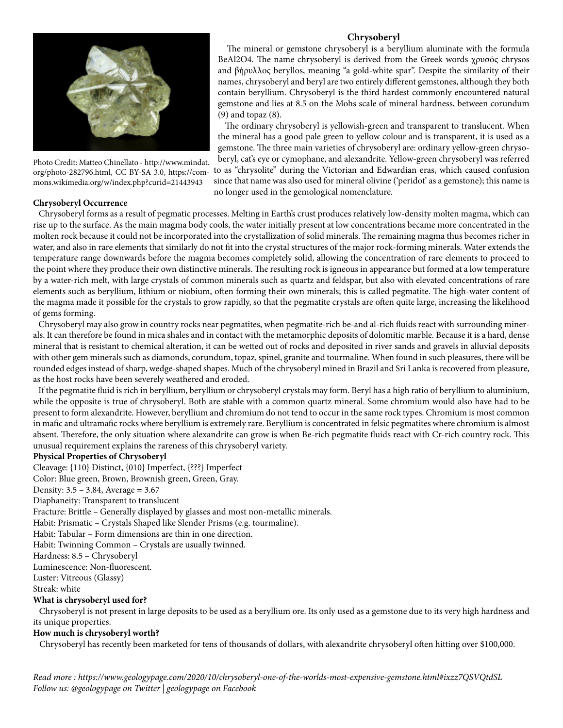## Chrysoberyl

The mineral or gemstone chrysoberyl is a beryllium aluminate with the formula BeAl2O4. The name chrysoberyl is derived from the Greek words χρυσός chrysos and βήρυλλος beryllos, meaning "a gold-white spar". Despite the similarity of their names, chrysoberyl and beryl are two entirely different gemstones, although they both contain beryllium. Chrysoberyl is the third hardest commonly encountered natural gemstone and lies at 8.5 on the Mohs scale of mineral hardness, between corundum (9) and topaz (8).

The ordinary chrysoberyl is yellowish-green and transparent to translucent. When the mineral has a good pale green to yellow colour and is transparent, it is used as a gemstone. The three main varieties of chrysoberyl are: ordinary yellow-green chrysoberyl, cat's eye or cymophane, and alexandrite. Yellow-green chrysoberyl was referred to as "chrysolite" during the Victorian and Edwardian eras, which caused confusion since that name was also used for mineral olivine ('peridot' as a gemstone); this name is no longer used in the gemological nomenclature.

Photo Credit: Matteo Chinellato - http://www.mindat.org/photo-282796.html, CC BY-SA 3.0, https://commons.wikimedia.org/w/index.php?curid=21443943

**Chrysoberyl Occurrence**

Chrysoberyl forms as a result of pegmatic processes. Melting in Earth's crust produces relatively low-density molten magma, which can rise up to the surface. As the main magma body cools, the water initially present at low concentrations became more concentrated in the molten rock because it could not be incorporated into the crystallization of solid minerals. The remaining magma thus becomes richer in water, and also in rare elements that similarly do not fit into the crystal structures of the major rock-forming minerals. Water extends the temperature range downwards before the magma becomes completely solid, allowing the concentration of rare elements to proceed to the point where they produce their own distinctive minerals. The resulting rock is igneous in appearance but formed at a low temperature by a water-rich melt, with large crystals of common minerals such as quartz and feldspar, but also with elevated concentrations of rare elements such as beryllium, lithium or niobium, often forming their own minerals; this is called pegmatite. The high-water content of the magma made it possible for the crystals to grow rapidly, so that the pegmatite crystals are often quite large, increasing the likelihood of gems forming.

Chrysoberyl may also grow in country rocks near pegmatites, when pegmatite-rich be-and al-rich fluids react with surrounding minerals. It can therefore be found in mica shales and in contact with the metamorphic deposits of dolomitic marble. Because it is a hard, dense mineral that is resistant to chemical alteration, it can be wetted out of rocks and deposited in river sands and gravels in alluvial deposits with other gem minerals such as diamonds, corundum, topaz, spinel, granite and tourmaline. When found in such pleasures, there will be rounded edges instead of sharp, wedge-shaped shapes. Much of the chrysoberyl mined in Brazil and Sri Lanka is recovered from pleasure, as the host rocks have been severely weathered and eroded.

If the pegmatite fluid is rich in beryllium, beryllium or chrysoberyl crystals may form. Beryl has a high ratio of beryllium to aluminium, while the opposite is true of chrysoberyl. Both are stable with a common quartz mineral. Some chromium would also have had to be present to form alexandrite. However, beryllium and chromium do not tend to occur in the same rock types. Chromium is most common in mafic and ultramafic rocks where beryllium is extremely rare. Beryllium is concentrated in felsic pegmatites where chromium is almost absent. Therefore, the only situation where alexandrite can grow is when Be-rich pegmatite fluids react with Cr-rich country rock. This unusual requirement explains the rareness of this chrysoberyl variety.

**Physical Properties of Chrysoberyl**

Cleavage: {110} Distinct, {010} Imperfect, {???} Imperfect
Color: Blue green, Brown, Brownish green, Green, Gray.
Density: 3.5 – 3.84, Average = 3.67
Diaphaneity: Transparent to translucent
Fracture: Brittle – Generally displayed by glasses and most non-metallic minerals.
Habit: Prismatic – Crystals Shaped like Slender Prisms (e.g. tourmaline).
Habit: Tabular – Form dimensions are thin in one direction.
Habit: Twinning Common – Crystals are usually twinned.
Hardness: 8.5 – Chrysoberyl
Luminescence: Non-fluorescent.
Luster: Vitreous (Glassy)
Streak: white

**What is chrysoberyl used for?**

Chrysoberyl is not present in large deposits to be used as a beryllium ore. Its only used as a gemstone due to its very high hardness and its unique properties.

**How much is chrysoberyl worth?**

Chrysoberyl has recently been marketed for tens of thousands of dollars, with alexandrite chrysoberyl often hitting over $100,000.

*Read more : https://www.geologypage.com/2020/10/chrysoberyl-one-of-the-worlds-most-expensive-gemstone.html#ixzz7QSVQtdSL*
*Follow us: @geologypage on Twitter | geologypage on Facebook*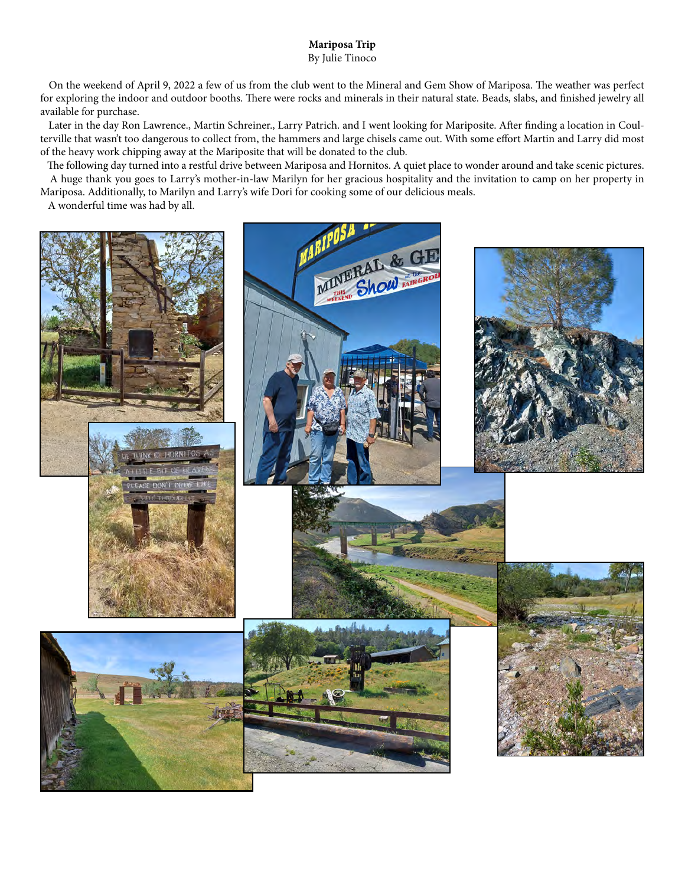**Mariposa Trip**

By Julie Tinoco

On the weekend of April 9, 2022 a few of us from the club went to the Mineral and Gem Show of Mariposa. The weather was perfect for exploring the indoor and outdoor booths. There were rocks and minerals in their natural state. Beads, slabs, and finished jewelry all available for purchase.

Later in the day Ron Lawrence., Martin Schreiner., Larry Patrich. and I went looking for Mariposite. After finding a location in Coulterville that wasn't too dangerous to collect from, the hammers and large chisels came out. With some effort Martin and Larry did most of the heavy work chipping away at the Mariposite that will be donated to the club.

The following day turned into a restful drive between Mariposa and Hornitos. A quiet place to wonder around and take scenic pictures.

A huge thank you goes to Larry's mother-in-law Marilyn for her gracious hospitality and the invitation to camp on her property in Mariposa. Additionally, to Marilyn and Larry's wife Dori for cooking some of our delicious meals.

A wonderful time was had by all.